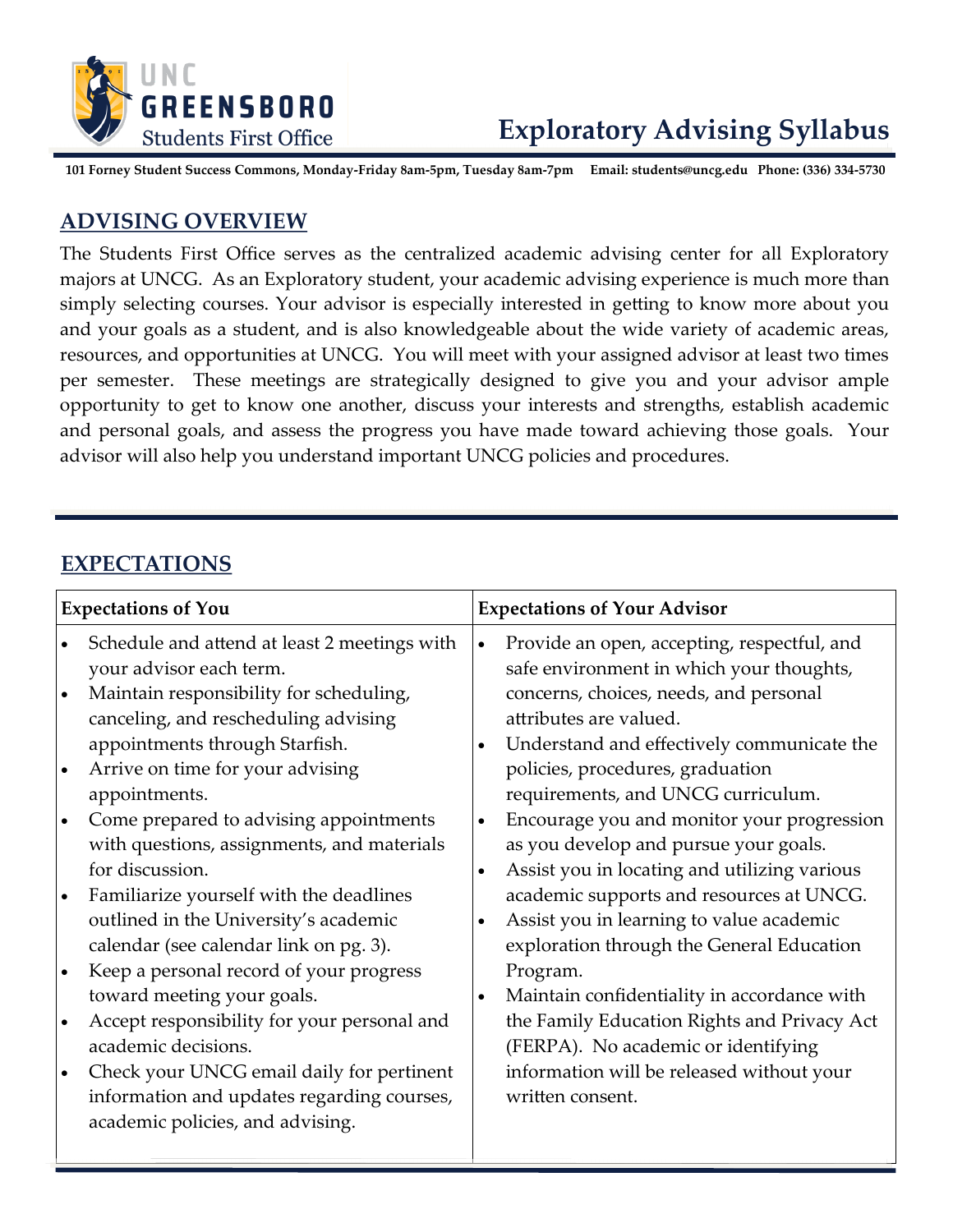UNC GREENSBORO
Students First Office

# Exploratory Advising Syllabus

**101 Forney Student Success Commons, Monday-Friday 8am-5pm, Tuesday 8am-7pm Email: students@uncg.edu Phone: (336) 334-5730**

## ADVISING OVERVIEW

The Students First Office serves as the centralized academic advising center for all Exploratory majors at UNCG. As an Exploratory student, your academic advising experience is much more than simply selecting courses. Your advisor is especially interested in getting to know more about you and your goals as a student, and is also knowledgeable about the wide variety of academic areas, resources, and opportunities at UNCG. You will meet with your assigned advisor at least two times per semester. These meetings are strategically designed to give you and your advisor ample opportunity to get to know one another, discuss your interests and strengths, establish academic and personal goals, and assess the progress you have made toward achieving those goals. Your advisor will also help you understand important UNCG policies and procedures.

## EXPECTATIONS

| Expectations of You | Expectations of Your Advisor |
|---|---|
| • Schedule and attend at least 2 meetings with your advisor each term.<br>• Maintain responsibility for scheduling, canceling, and rescheduling advising appointments through Starfish.<br>• Arrive on time for your advising appointments.<br>• Come prepared to advising appointments with questions, assignments, and materials for discussion.<br>• Familiarize yourself with the deadlines outlined in the University's academic calendar (see calendar link on pg. 3).<br>• Keep a personal record of your progress toward meeting your goals.<br>• Accept responsibility for your personal and academic decisions.<br>• Check your UNCG email daily for pertinent information and updates regarding courses, academic policies, and advising. | • Provide an open, accepting, respectful, and safe environment in which your thoughts, concerns, choices, needs, and personal attributes are valued.<br>• Understand and effectively communicate the policies, procedures, graduation requirements, and UNCG curriculum.<br>• Encourage you and monitor your progression as you develop and pursue your goals.<br>• Assist you in locating and utilizing various academic supports and resources at UNCG.<br>• Assist you in learning to value academic exploration through the General Education Program.<br>• Maintain confidentiality in accordance with the Family Education Rights and Privacy Act (FERPA). No academic or identifying information will be released without your written consent. |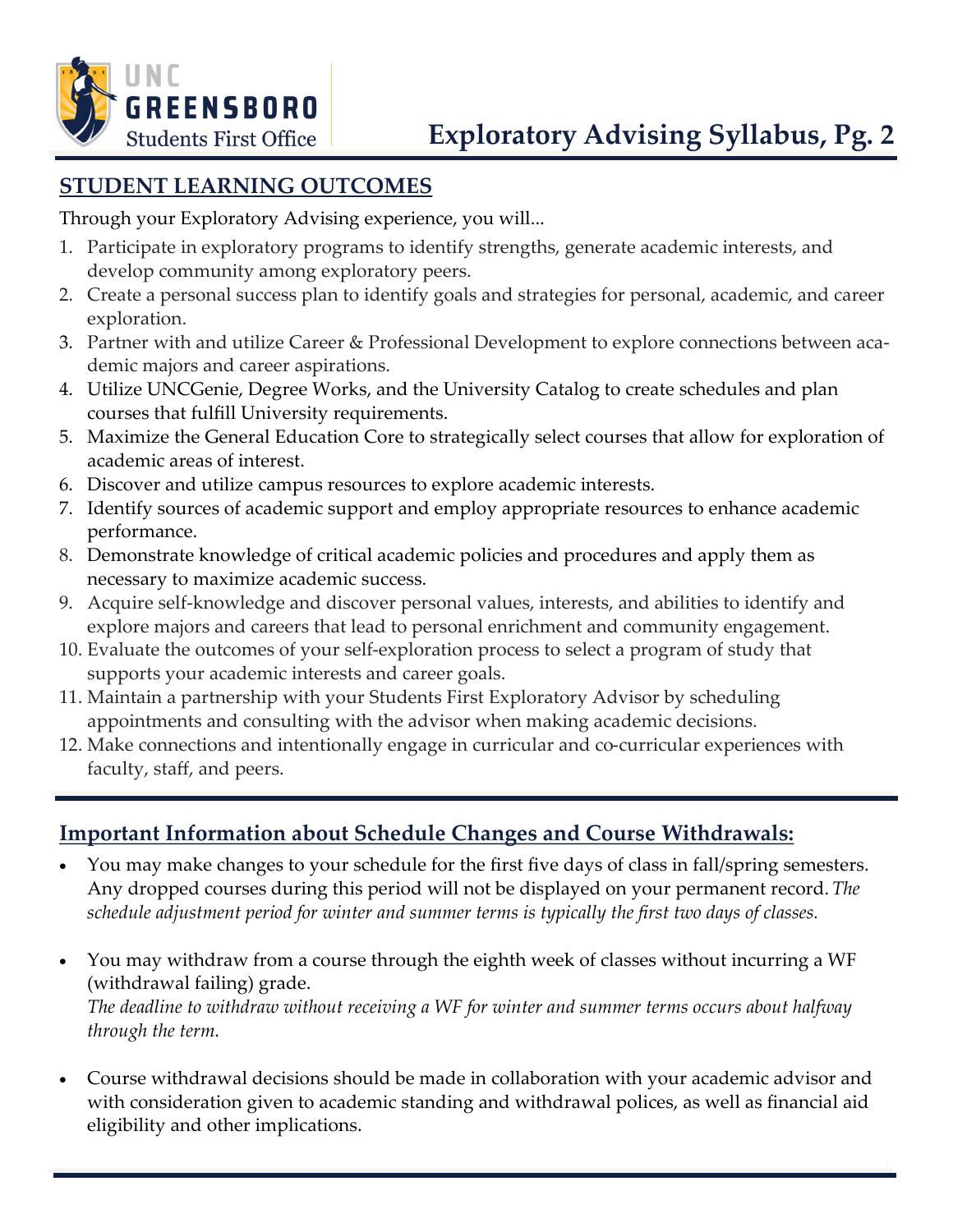## STUDENT LEARNING OUTCOMES

Through your Exploratory Advising experience, you will...

1. Participate in exploratory programs to identify strengths, generate academic interests, and develop community among exploratory peers.
2. Create a personal success plan to identify goals and strategies for personal, academic, and career exploration.
3. Partner with and utilize Career & Professional Development to explore connections between academic majors and career aspirations.
4. Utilize UNCGenie, Degree Works, and the University Catalog to create schedules and plan courses that fulfill University requirements.
5. Maximize the General Education Core to strategically select courses that allow for exploration of academic areas of interest.
6. Discover and utilize campus resources to explore academic interests.
7. Identify sources of academic support and employ appropriate resources to enhance academic performance.
8. Demonstrate knowledge of critical academic policies and procedures and apply them as necessary to maximize academic success.
9. Acquire self-knowledge and discover personal values, interests, and abilities to identify and explore majors and careers that lead to personal enrichment and community engagement.
10. Evaluate the outcomes of your self-exploration process to select a program of study that supports your academic interests and career goals.
11. Maintain a partnership with your Students First Exploratory Advisor by scheduling appointments and consulting with the advisor when making academic decisions.
12. Make connections and intentionally engage in curricular and co-curricular experiences with faculty, staff, and peers.

## Important Information about Schedule Changes and Course Withdrawals:

- You may make changes to your schedule for the first five days of class in fall/spring semesters. Any dropped courses during this period will not be displayed on your permanent record. *The schedule adjustment period for winter and summer terms is typically the first two days of classes.*

- You may withdraw from a course through the eighth week of classes without incurring a WF (withdrawal failing) grade.
  *The deadline to withdraw without receiving a WF for winter and summer terms occurs about halfway through the term.*

- Course withdrawal decisions should be made in collaboration with your academic advisor and with consideration given to academic standing and withdrawal polices, as well as financial aid eligibility and other implications.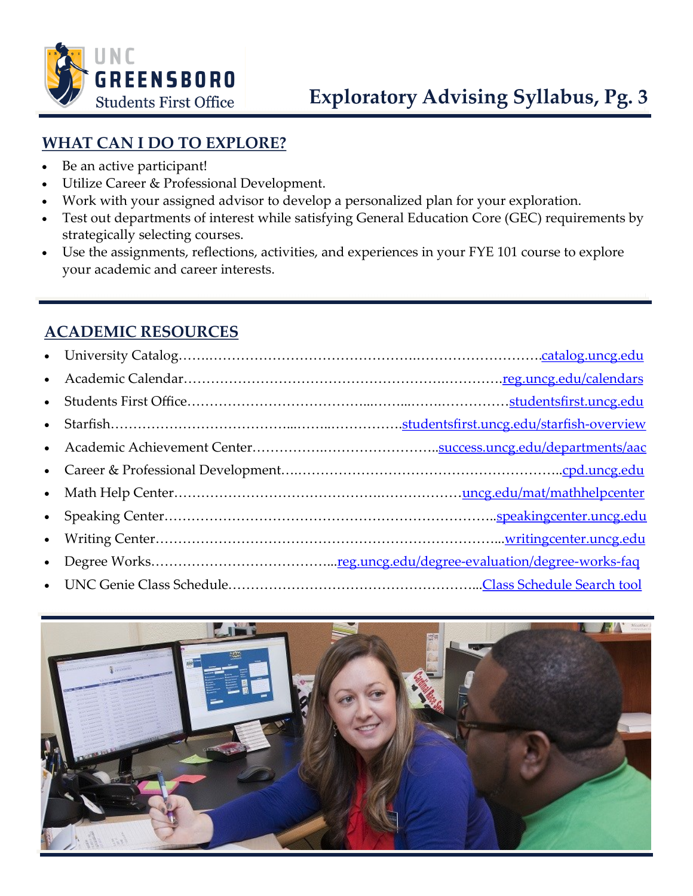## WHAT CAN I DO TO EXPLORE?

- Be an active participant!
- Utilize Career & Professional Development.
- Work with your assigned advisor to develop a personalized plan for your exploration.
- Test out departments of interest while satisfying General Education Core (GEC) requirements by strategically selecting courses.
- Use the assignments, reflections, activities, and experiences in your FYE 101 course to explore your academic and career interests.

## ACADEMIC RESOURCES

- University Catalog……………………………………………………………………catalog.uncg.edu
- Academic Calendar……………………………………………………………reg.uncg.edu/calendars
- Students First Office……………………………………………………………studentsfirst.uncg.edu
- Starfish………………………………………………………studentsfirst.uncg.edu/starfish-overview
- Academic Achievement Center……………………………………success.uncg.edu/departments/aac
- Career & Professional Development………………………………………………………cpd.uncg.edu
- Math Help Center…………………………………………………………uncg.edu/mat/mathhelpcenter
- Speaking Center………………………………………………………………speakingcenter.uncg.edu
- Writing Center…………………………………………………………………writingcenter.uncg.edu
- Degree Works……………………………………reg.uncg.edu/degree-evaluation/degree-works-faq
- UNC Genie Class Schedule…………………………………………………Class Schedule Search tool